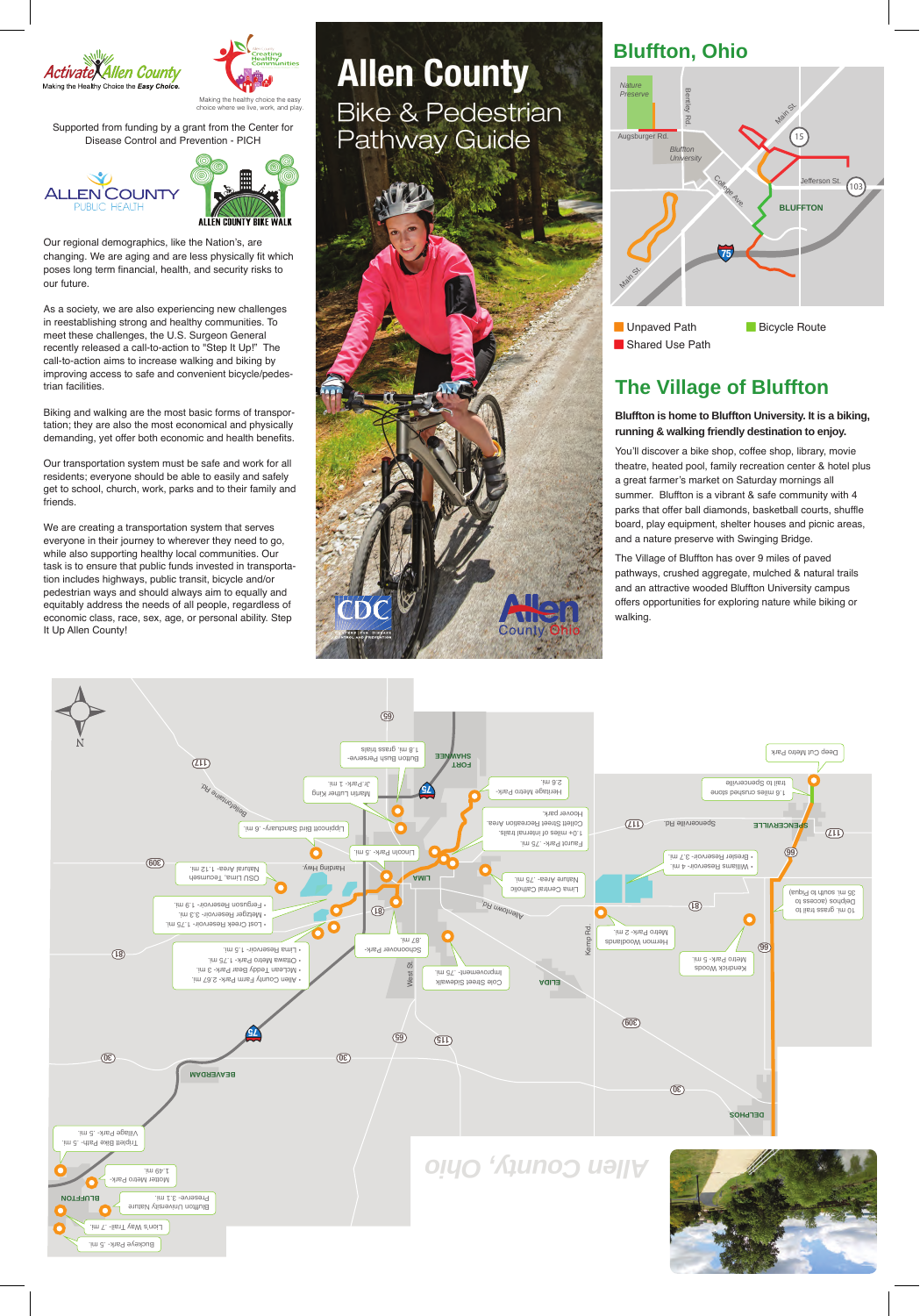Activate Allen County
Making the Healthy Choice the *Easy Choice.*

Creating Healthy Communities
Making the healthy choice the easy choice where we live, work, and play.

Supported from funding by a grant from the Center for Disease Control and Prevention - PICH

ALLEN COUNTY PUBLIC HEALTH

ALLEN COUNTY BIKE WALK

Our regional demographics, like the Nation's, are changing. We are aging and are less physically fit which poses long term financial, health, and security risks to our future.

As a society, we are also experiencing new challenges in reestablishing strong and healthy communities. To meet these challenges, the U.S. Surgeon General recently released a call-to-action to "Step It Up!" The call-to-action aims to increase walking and biking by improving access to safe and convenient bicycle/pedestrian facilities.

Biking and walking are the most basic forms of transportation; they are also the most economical and physically demanding, yet offer both economic and health benefits.

Our transportation system must be safe and work for all residents; everyone should be able to easily and safely get to school, church, work, parks and to their family and friends.

We are creating a transportation system that serves everyone in their journey to wherever they need to go, while also supporting healthy local communities. Our task is to ensure that public funds invested in transportation includes highways, public transit, bicycle and/or pedestrian ways and should always aim to equally and equitably address the needs of all people, regardless of economic class, race, sex, age, or personal ability. Step It Up Allen County!

# Allen County

## Bike & Pedestrian Pathway Guide

CDC

Allen County Ohio

## Bluffton, Ohio

Nature Preserve, Bentley Rd., Main St., Augsburger Rd., Bluffton University, College Ave., Jefferson St., BLUFFTON, Main St., 15, 103, 75

- Unpaved Path
- Shared Use Path
- Bicycle Route

## The Village of Bluffton

**Bluffton is home to Bluffton University. It is a biking, running & walking friendly destination to enjoy.**

You'll discover a bike shop, coffee shop, library, movie theatre, heated pool, family recreation center & hotel plus a great farmer's market on Saturday mornings all summer. Bluffton is a vibrant & safe community with 4 parks that offer ball diamonds, basketball courts, shuffle board, play equipment, shelter houses and picnic areas, and a nature preserve with Swinging Bridge.

The Village of Bluffton has over 9 miles of paved pathways, crushed aggregate, mulched & natural trails and an attractive wooded Bluffton University campus offers opportunities for exploring nature while biking or walking.

- Deep Cut Metro Park
- 1.6 miles crushed stone trail to Spencerville
- Heritage Metro Park - 2.6 mi.
- Hoover park.
- Collett Street Recreation Area. 1.0+ miles of internal trails.
- Faurot Park - .75 mi.
- Bresler Reservoir - 2.7 mi.
- Williams Reservoir - 4 mi.
- Button Bush Preserve - 1.8 mi. grass trails
- Martin Luther King Jr. Park - 1 mi.
- Lippincott Bird Sanctuary - .6 mi.
- Lincoln Park - .5 mi.
- OSU Lima, Tecumseh Natural Area - 1.12 mi.
- Ferguson Reservoir - 1.8 mi.
- Metzger Reservoir - 3.3 mi.
- Lost Creek Reservoir - 1.75 mi.
- Lima Central Catholic Nature Area - .75 mi.
- 10 mi. grass trail to Delphos (access) 35 mi. south to Piqua)
- Hermon Woodlands Metro Park - 2 mi.
- Kendrick Woods Metro Park - 5 mi.
- Schoonover Park - .87 mi.
- Lima Reservoir - 1.5 mi.
- Ottawa Metro Park - 1.75 mi.
- McLean Teddy Bear Park - .3 mi.
- Allen County Farm Park - 2.67 mi.
- Cole Street Sidewalk Improvement - .75 mi.
- Village Park - .5 mi.
- Triplett Bike Path - .5 mi.
- Motter Metro Park - 1.49 mi.
- Bluffton University Nature Preserve - 3.1 mi.
- Lion's Way Trail - .7 mi.
- Buckeye Park - .5 mi.

FORT SHAWNEE, LIMA, SPENCERVILLE, ELIDA, BEAVERDAM, DELPHOS, BLUFFTON

Allen County, Ohio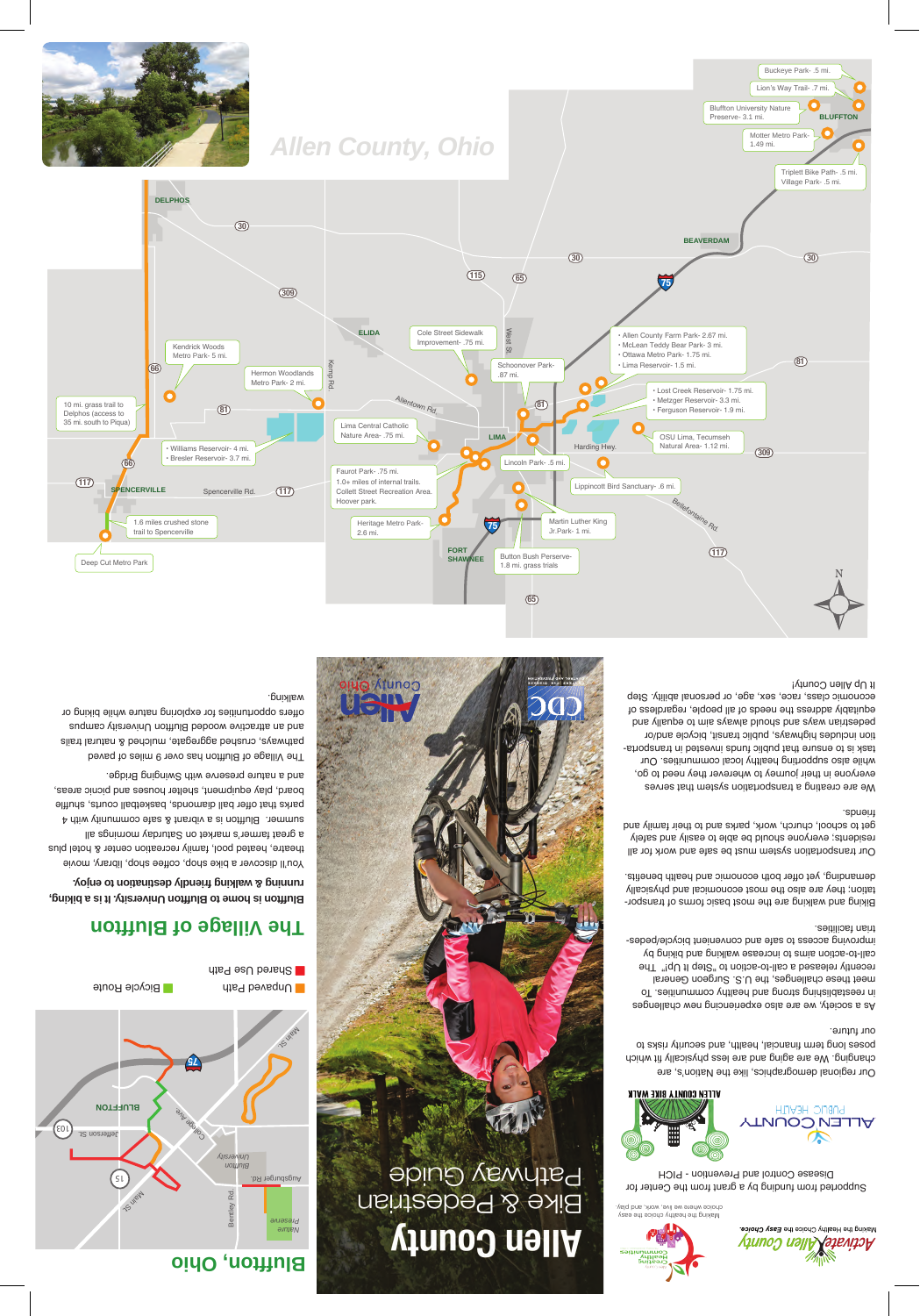# Allen County, Ohio

Buckeye Park- .5 mi.

Lion's Way Trail- .7 mi.

Bluffton University Nature Preserve- 3.1 mi.

BLUFFTON

Motter Metro Park- 1.49 mi.

Triplett Bike Path- .5 mi.
Village Park- .5 mi.

DELPHOS

BEAVERDAM

ELIDA

Cole Street Sidewalk Improvement- .75 mi.

Schoonover Park- .87 mi.

- Allen County Farm Park- 2.67 mi.
- McLean Teddy Bear Park- 3 mi.
- Ottawa Metro Park- 1.75 mi.
- Lima Reservoir- 1.5 mi.

Kendrick Woods Metro Park- 5 mi.

Hermon Woodlands Metro Park- 2 mi.

- Lost Creek Reservoir- 1.75 mi.
- Metzger Reservoir- 3.3 mi.
- Ferguson Reservoir- 1.9 mi.

10 mi. grass trail to Delphos (access to 35 mi. south to Piqua)

Lima Central Catholic Nature Area- .75 mi.

LIMA

OSU Lima, Tecumseh Natural Area- 1.12 mi.

- Williams Reservoir- 4 mi.
- Bresler Reservoir- 3.7 mi.

Faurot Park- .75 mi.
1.0+ miles of internal trails.
Collett Street Recreation Area.
Hoover park.

Lincoln Park- .5 mi.

Lippincott Bird Sanctuary- .6 mi.

SPENCERVILLE

Spencerville Rd.

1.6 miles crushed stone trail to Spencerville

Heritage Metro Park- 2.6 mi.

Martin Luther King Jr.Park- 1 mi.

Deep Cut Metro Park

FORT SHAWNEE

Button Bush Perserve- 1.8 mi. grass trials

Allentown Rd. · Kemp Rd. · West St. · Harding Hwy. · Bellefontaine Rd.

## Bluffton, Ohio

Nature Preserve · Bentley Rd. · Augsburger Rd. · Bluffton University · College Ave · Jefferson St. · Main St. · BLUFFTON

- Unpaved Path
- Bicycle Route
- Shared Use Path

## The Village of Bluffton

**Bluffton is home to Bluffton University. It is a biking, running & walking friendly destination to enjoy.**

You'll discover a bike shop, coffee shop, library, movie theatre, heated pool, family recreation center & hotel plus a great farmer's market on Saturday mornings all summer. Bluffton is a vibrant & safe community with 4 parks that offer ball diamonds, basketball courts, shuffle board, play equipment, shelter houses and picnic areas, and a nature preserve with Swinging Bridge.

The Village of Bluffton has over 9 miles of paved pathways, crushed aggregate, mulched & natural trails and an attractive wooded Bluffton University campus offers opportunities for exploring nature while biking or walking.

# Allen County
## Bike & Pedestrian Pathway Guide

Allen County Ohio

CDC

Activate Allen County
Making the Healthy Choice the *Easy Choice.*

Creating Healthy Communities
Making the healthy choice the easy choice where we live, work, and play

Supported from funding by a grant from the Center for Disease Control and Prevention - PICH

ALLEN COUNTY PUBLIC HEALTH

ALLEN COUNTY BIKE WALK

Our regional demographics, like the Nation's, are changing. We are aging and are less physically fit which poses long term financial, health, and security risks to our future.

As a society, we are also experiencing new challenges in reestablishing strong and healthy communities. To meet these challenges, the U.S. Surgeon General recently released a call-to-action to "Step It Up!" The call-to-action aims to increase walking and biking by improving access to safe and convenient bicycle/pedestrian facilities.

Biking and walking are the most basic forms of transportation; they are also the most economical and physically demanding, yet offer both economic and health benefits.

Our transportation system must be safe and work for all residents; everyone should be able to easily and safely get to school, church, work, parks and to their family and friends.

We are creating a transportation system that serves everyone in their journey to wherever they need to go, while also supporting healthy local communities. Our task is to ensure that public funds invested in transportation includes highways, public transit, bicycle and/or pedestrian ways and should always aim to equally and equitably address the needs of all people, regardless of economic class, race, sex, age, or personal ability. Step It Up Allen County!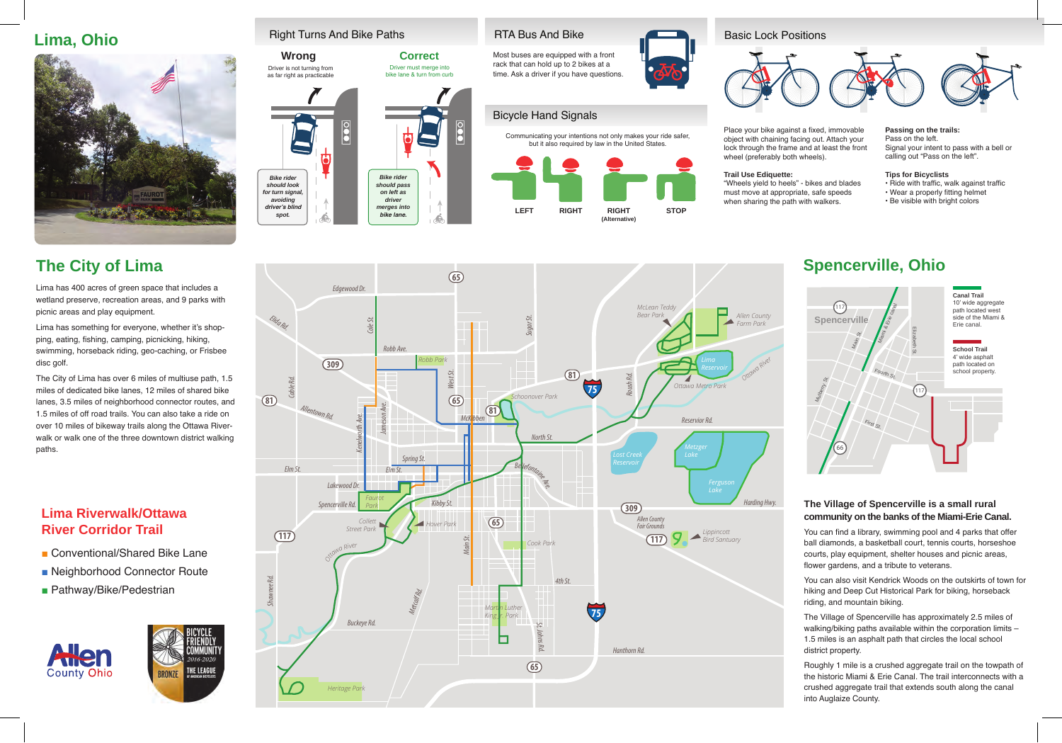## Lima, Ohio

## Right Turns And Bike Paths

**Wrong**

Driver is not turning from as far right as practicable

*Bike rider should look for turn signal, avoiding driver's blind spot.*

**Correct**

Driver must merge into bike lane & turn from curb

*Bike rider should pass on left as driver merges into bike lane.*

## RTA Bus And Bike

Most buses are equipped with a front rack that can hold up to 2 bikes at a time. Ask a driver if you have questions.

## Bicycle Hand Signals

Communicating your intentions not only makes your ride safer, but it also required by law in the United States.

LEFT
RIGHT
RIGHT (Alternative)
STOP

## Basic Lock Positions

Place your bike against a fixed, immovable object with chaining facing out. Attach your lock through the frame and at least the front wheel (preferably both wheels).

**Trail Use Ediquette:**
"Wheels yield to heels" - bikes and blades must move at appropriate, safe speeds when sharing the path with walkers.

**Passing on the trails:**
Pass on the left.
Signal your intent to pass with a bell or calling out "Pass on the left".

**Tips for Bicyclists**
- Ride with traffic, walk against traffic
- Wear a properly fitting helmet
- Be visible with bright colors

## The City of Lima

Lima has 400 acres of green space that includes a wetland preserve, recreation areas, and 9 parks with picnic areas and play equipment.

Lima has something for everyone, whether it's shopping, eating, fishing, camping, picnicking, hiking, swimming, horseback riding, geo-caching, or Frisbee disc golf.

The City of Lima has over 6 miles of multiuse path, 1.5 miles of dedicated bike lanes, 12 miles of shared bike lanes, 3.5 miles of neighborhood connector routes, and 1.5 miles of off road trails. You can also take a ride on over 10 miles of bikeway trails along the Ottawa River-walk or walk one of the three downtown district walking paths.

### Lima Riverwalk/Ottawa River Corridor Trail

- Conventional/Shared Bike Lane
- Neighborhood Connector Route
- Pathway/Bike/Pedestrian

Allen County Ohio

BICYCLE FRIENDLY COMMUNITY 2016-2020 BRONZE THE LEAGUE OF AMERICAN BICYCLISTS

## Spencerville, Ohio

**Canal Trail**
10' wide aggregate path located west side of the Miami & Erie canal.

**School Trail**
4' wide asphalt path located on school property.

**The Village of Spencerville is a small rural community on the banks of the Miami-Erie Canal.**

You can find a library, swimming pool and 4 parks that offer ball diamonds, a basketball court, tennis courts, horseshoe courts, play equipment, shelter houses and picnic areas, flower gardens, and a tribute to veterans.

You can also visit Kendrick Woods on the outskirts of town for hiking and Deep Cut Historical Park for biking, horseback riding, and mountain biking.

The Village of Spencerville has approximately 2.5 miles of walking/biking paths available within the corporation limits – 1.5 miles is an asphalt path that circles the local school district property.

Roughly 1 mile is a crushed aggregate trail on the towpath of the historic Miami & Erie Canal. The trail interconnects with a crushed aggregate trail that extends south along the canal into Auglaize County.